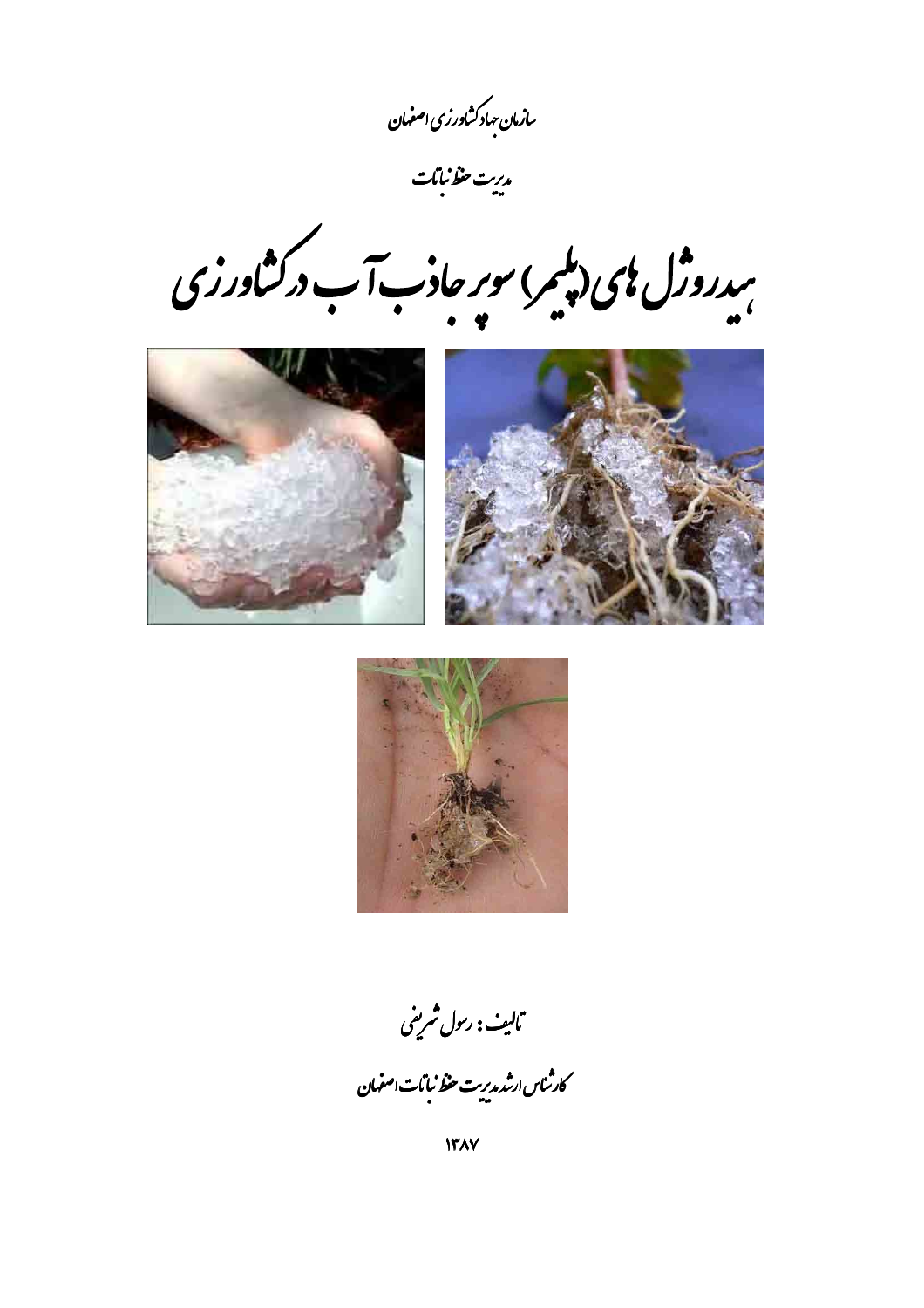سازمان جهاد کشاورزی اصفهان

مدیریت حفظ نباتات

# هیدروژل های (پلیمر) سوپر جاذب آب در کشاورزی

تالیف : رسول شریفی

کارشناس ارشد مدیریت حفظ نباتات اصفهان

۱۳۸۷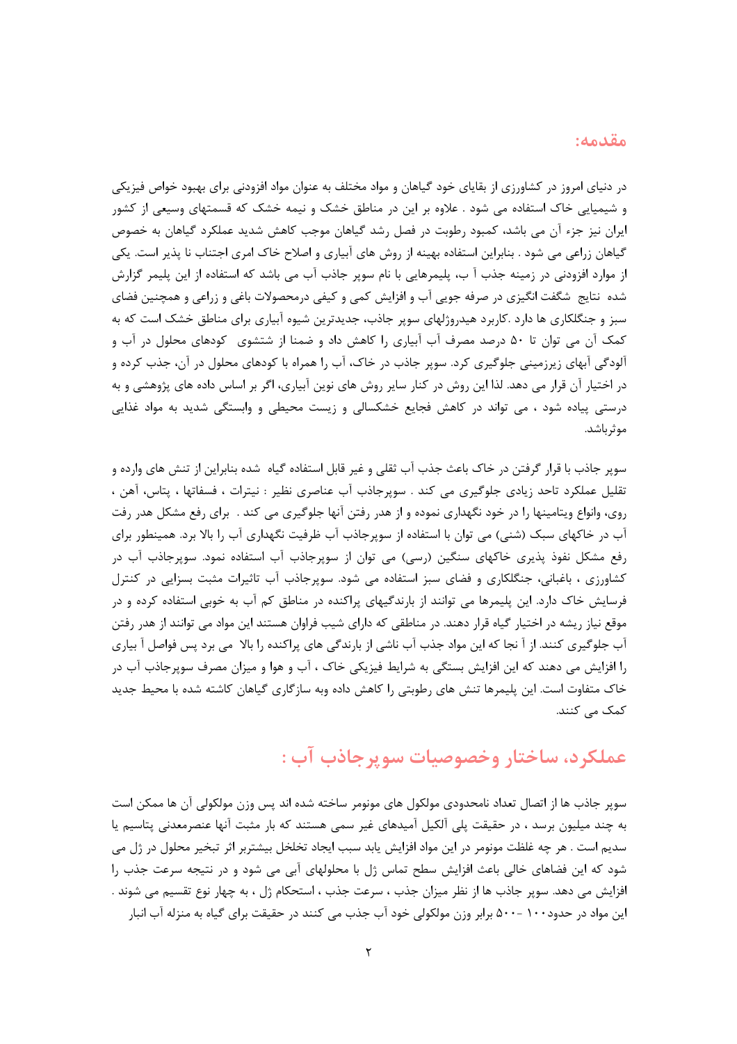## مقدمه:

در دنیای امروز در کشاورزی از بقایای خود گیاهان و مواد مختلف به عنوان مواد افزودنی برای بهبود خواص فیزیکی و شیمیایی خاک استفاده می شود . علاوه بر این در مناطق خشک و نیمه خشک که قسمتهای وسیعی از کشور ایران نیز جزء آن می باشد، کمبود رطوبت در فصل رشد گیاهان موجب کاهش شدید عملکرد گیاهان به خصوص گیاهان زراعی می شود . بنابراین استفاده بهینه از روش های آبیاری و اصلاح خاک امری اجتناب نا پذیر است. یکی از موارد افزودنی در زمینه جذب آ ب، پلیمرهایی با نام سوپر جاذب آب می باشد که استفاده از این پلیمر گزارش شده نتایج شگفت انگیزی در صرفه جویی آب و افزایش کمی و کیفی درمحصولات باغی و زراعی و همچنین فضای سبز و جنگلکاری ها دارد .کاربرد هیدروژلهای سوپر جاذب، جدیدترین شیوه آبیاری برای مناطق خشک است که به کمک آن می توان تا ۵۰ درصد مصرف آب آبیاری را کاهش داد و ضمنا از شتشوی کودهای محلول در آب و آلودگی آبهای زیرزمینی جلوگیری کرد. سوپر جاذب در خاک، آب را همراه با کودهای محلول در آن، جذب کرده و در اختیار آن قرار می دهد. لذا این روش در کنار سایر روش های نوین آبیاری، اگر بر اساس داده های پژوهشی و به درستی پیاده شود ، می تواند در کاهش فجایع خشکسالی و زیست محیطی و وابستگی شدید به مواد غذایی موثرباشد.

سوپر جاذب با قرار گرفتن در خاک باعث جذب آب ثقلی و غیر قابل استفاده گیاه شده بنابراین از تنش های وارده و تقلیل عملکرد تاحد زیادی جلوگیری می کند . سوپرجاذب آب عناصری نظیر : نیترات ، فسفاتها ، پتاس، آهن ، روی، وانواع ویتامینها را در خود نگهداری نموده و از هدر رفتن آنها جلوگیری می کند . برای رفع مشکل هدر رفت آب در خاکهای سبک (شنی) می توان با استفاده از سوپرجاذب آب ظرفیت نگهداری آب را بالا برد. همینطور برای رفع مشکل نفوذ پذیری خاکهای سنگین (رسی) می توان از سوپرجاذب آب استفاده نمود. سوپرجاذب آب در کشاورزی ، باغبانی، جنگلکاری و فضای سبز استفاده می شود. سوپرجاذب آب تاثیرات مثبت بسزایی در کنترل فرسایش خاک دارد. این پلیمرها می توانند از بارندگیهای پراکنده در مناطق کم آب به خوبی استفاده کرده و در موقع نیاز ریشه در اختیار گیاه قرار دهند. در مناطقی که دارای شیب فراوان هستند این مواد می توانند از هدر رفتن آب جلوگیری کنند. از آ نجا که این مواد جذب آب ناشی از بارندگی های پراکنده را بالا می برد پس فواصل آ بیاری را افزایش می دهند که این افزایش بستگی به شرایط فیزیکی خاک ، آب و هوا و میزان مصرف سوپرجاذب آب در خاک متفاوت است. این پلیمرها تنش های رطوبتی را کاهش داده وبه سازگاری گیاهان کاشته شده با محیط جدید کمک می کنند.

## عملکرد، ساختار وخصوصیات سوپرجاذب آب :

سوپر جاذب ها از اتصال تعداد نامحدودی مولکول های مونومر ساخته شده اند پس وزن مولکولی آن ها ممکن است به چند میلیون برسد ، در حقیقت پلی آلکیل آمیدهای غیر سمی هستند که بار مثبت آنها عنصرمعدنی پتاسیم یا سدیم است . هر چه غلظت مونومر در این مواد افزایش یابد سبب ایجاد تخلخل بیشتربر اثر تبخیر محلول در ژل می شود که این فضاهای خالی باعث افزایش سطح تماس ژل با محلولهای آبی می شود و در نتیجه سرعت جذب را افزایش می دهد. سوپر جاذب ها از نظر میزان جذب ، سرعت جذب ، استحکام ژل ، به چهار نوع تقسیم می شوند . این مواد در حدود۱۰۰ -۵۰۰ برابر وزن مولکولی خود آب جذب می کنند در حقیقت برای گیاه به منزله آب انبار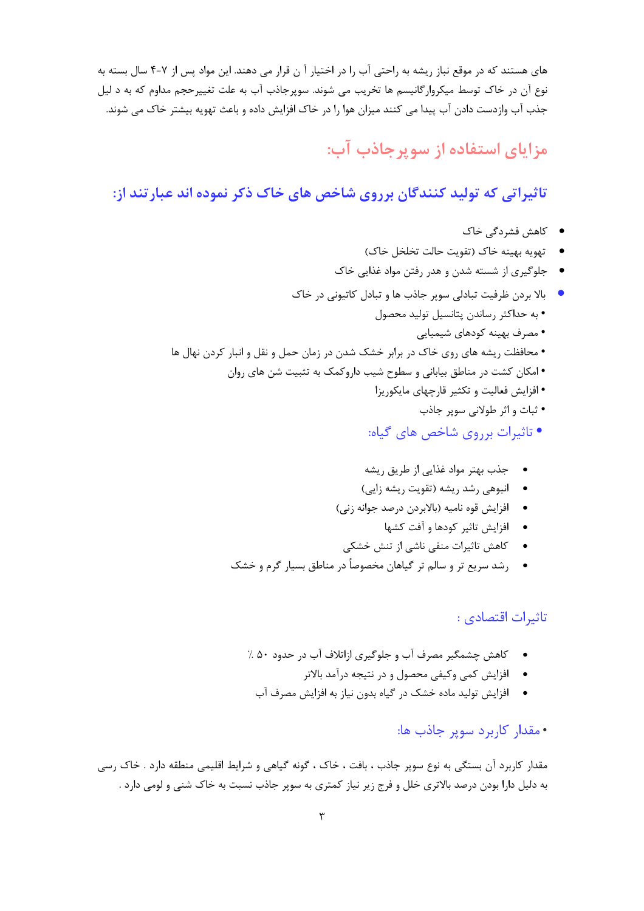های هستند که در موقع نباز ریشه به راحتی آب را در اختیار آ ن قرار می دهند. این مواد پس از ۷-۴ سال بسته به نوع آن در خاک توسط میکروارگانیسم ها تخریب می شوند. سوپرجاذب آب به علت تغییرحجم مداوم که به د لیل جذب آب وازدست دادن آب پیدا می کنند میزان هوا را در خاک افزایش داده و باعث تهویه بیشتر خاک می شوند.

## مزایای استفاده از سوپرجاذب آب:

### تاثیراتی که تولید کنندگان برروی شاخص های خاک ذکر نموده اند عبارتند از:

- کاهش فشردگی خاک
- تهویه بهینه خاک (تقویت حالت تخلخل خاک)
- جلوگیری از شسته شدن و هدر رفتن مواد غذایی خاک
- بالا بردن ظرفیت تبادلی سوپر جاذب ها و تبادل کاتیونی در خاک
  - به حداکثر رساندن پتانسیل تولید محصول
  - مصرف بهینه کودهای شیمیایی
  - محافظت ریشه های روی خاک در برابر خشک شدن در زمان حمل و نقل و انبار کردن نهال ها
  - امکان کشت در مناطق بیابانی و سطوح شیب داروکمک به تثبیت شن های روان
  - افزایش فعالیت و تکثیر قارچهای مایکوریزا
  - ثبات و اثر طولانی سوپر جاذب

- تاثیرات برروی شاخص های گیاه:

  - جذب بهتر مواد غذایی از طریق ریشه
  - انبوهی رشد ریشه (تقویت ریشه زایی)
  - افزایش قوه نامیه (بالابردن درصد جوانه زنی)
  - افزایش تاثیر کودها و آفت کشها
  - کاهش تاثیرات منفی ناشی از تنش خشکی
  - رشد سریع تر و سالم تر گیاهان مخصوصاً در مناطق بسیار گرم و خشک

### تاثیرات اقتصادی :

- کاهش چشمگیر مصرف آب و جلوگیری ازاتلاف آب در حدود ۵۰ ٪
- افزایش کمی وکیفی محصول و در نتیجه درآمد بالاتر
- افزایش تولید ماده خشک در گیاه بدون نیاز به افزایش مصرف آب

- مقدار کاربرد سوپر جاذب ها:

مقدار کاربرد آن بستگی به نوع سوپر جاذب ، بافت ، خاک ، گونه گیاهی و شرایط اقلیمی منطقه دارد . خاک رسی به دلیل دارا بودن درصد بالاتری خلل و فرج زیر نیاز کمتری به سوپر جاذب نسبت به خاک شنی و لومی دارد .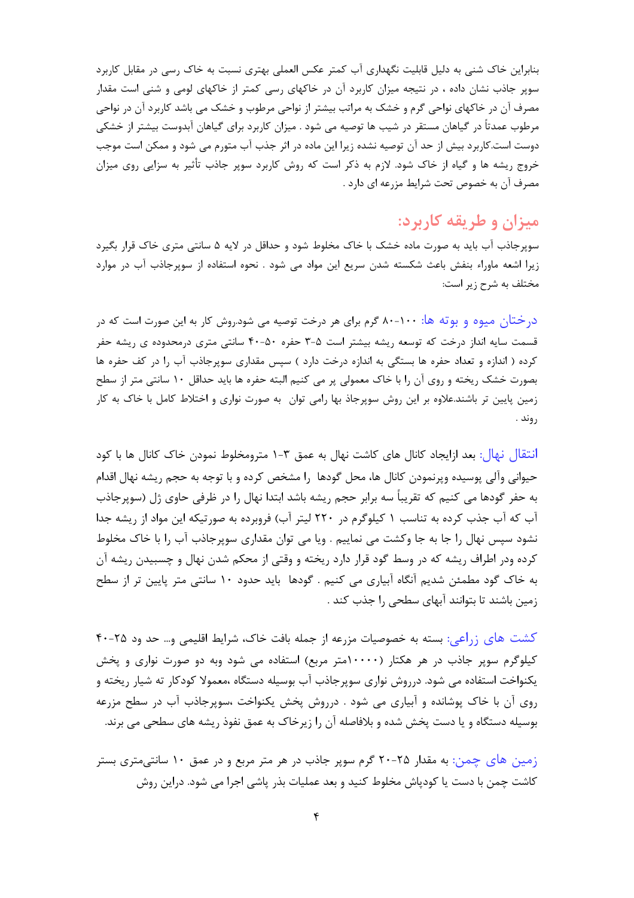بنابراین خاک شنی به دلیل قابلیت نگهداری آب کمتر عکس العملی بهتری نسبت به خاک رسی در مقابل کاربرد سوپر جاذب نشان داده ، در نتیجه میزان کاربرد آن در خاکهای رسی کمتر از خاکهای لومی و شنی است مقدار مصرف آن در خاکهای نواحی گرم و خشک به مراتب بیشتر از نواحی مرطوب و خشک می باشد کاربرد آن در نواحی مرطوب عمدتاً در گیاهان مستقر در شیب ها توصیه می شود . میزان کاربرد برای گیاهان آبدوست بیشتر از خشکی دوست است.کاربرد بیش از حد آن توصیه نشده زیرا این ماده در اثر جذب آب متورم می شود و ممکن است موجب خروج ریشه ها و گیاه از خاک شود. لازم به ذکر است که روش کاربرد سوپر جاذب تأثیر به سزایی روی میزان مصرف آن به خصوص تحت شرایط مزرعه ای دارد .

## میزان و طریقه کاربرد:

سوپرجاذب آب باید به صورت ماده خشک با خاک مخلوط شود و حداقل در لایه ۵ سانتی متری خاک قرار بگیرد زیرا اشعه ماوراء بنفش باعث شکسته شدن سریع این مواد می شود . نحوه استفاده از سوپرجاذب آب در موارد مختلف به شرح زیر است:

درختان میوه و بوته ها: ۱۰۰-۸۰ گرم برای هر درخت توصیه می شود.روش کار به این صورت است که در قسمت سایه انداز درخت که توسعه ریشه بیشتر است ۵-۳ حفره ۵۰-۴۰ سانتی متری درمحدوده ی ریشه حفر کرده ( اندازه و تعداد حفره ها بستگی به اندازه درخت دارد ) سپس مقداری سوپرجاذب آب را در کف حفره ها بصورت خشک ریخته و روی آن را با خاک معمولی پر می کنیم البته حفره ها باید حداقل ۱۰ سانتی متر از سطح زمین پایین تر باشند.علاوه بر این روش سوپرجاذ بها رامی توان به صورت نواری و اختلاط کامل با خاک به کار روند .

انتقال نهال: بعد ازایجاد کانال های کاشت نهال به عمق ۳-۱ مترومخلوط نمودن خاک کانال ها با کود حیوانی وآلی پوسیده وپرنمودن کانال ها، محل گودها را مشخص کرده و با توجه به حجم ریشه نهال اقدام به حفر گودها می کنیم که تقریباً سه برابر حجم ریشه باشد ابتدا نهال را در ظرفی حاوی ژل (سوپرجاذب آب که آب جذب کرده به تناسب ۱ کیلوگرم در ۲۲۰ لیتر آب) فروبرده به صورتیکه این مواد از ریشه جدا نشود سپس نهال را جا به جا وکشت می نماییم . ویا می توان مقداری سوپرجاذب آب را با خاک مخلوط کرده ودر اطراف ریشه که در وسط گود قرار دارد ریخته و وقتی از محکم شدن نهال و چسبیدن ریشه آن به خاک گود مطمئن شدیم آنگاه آبیاری می کنیم . گودها باید حدود ۱۰ سانتی متر پایین تر از سطح زمین باشند تا بتوانند آبهای سطحی را جذب کند .

کشت های زراعی: بسته به خصوصیات مزرعه از جمله بافت خاک، شرایط اقلیمی و... حد ود ۲۵-۴۰ کیلوگرم سوپر جاذب در هر هکتار (۱۰۰۰۰متر مربع) استفاده می شود وبه دو صورت نواری و پخش یکنواخت استفاده می شود. درروش نواری سوپرجاذب آب بوسیله دستگاه ،معمولا کودکار ته شیار ریخته و روی آن با خاک پوشانده و آبیاری می شود . درروش پخش یکنواخت ،سوپرجاذب آب در سطح مزرعه بوسیله دستگاه و یا دست پخش شده و بلافاصله آن را زیرخاک به عمق نفوذ ریشه های سطحی می برند.

زمین های چمن: به مقدار ۲۵-۲۰ گرم سوپر جاذب در هر متر مربع و در عمق ۱۰ سانتی‌متری بستر کاشت چمن با دست یا کودپاش مخلوط کنید و بعد عملیات بذر پاشی اجرا می شود. دراین روش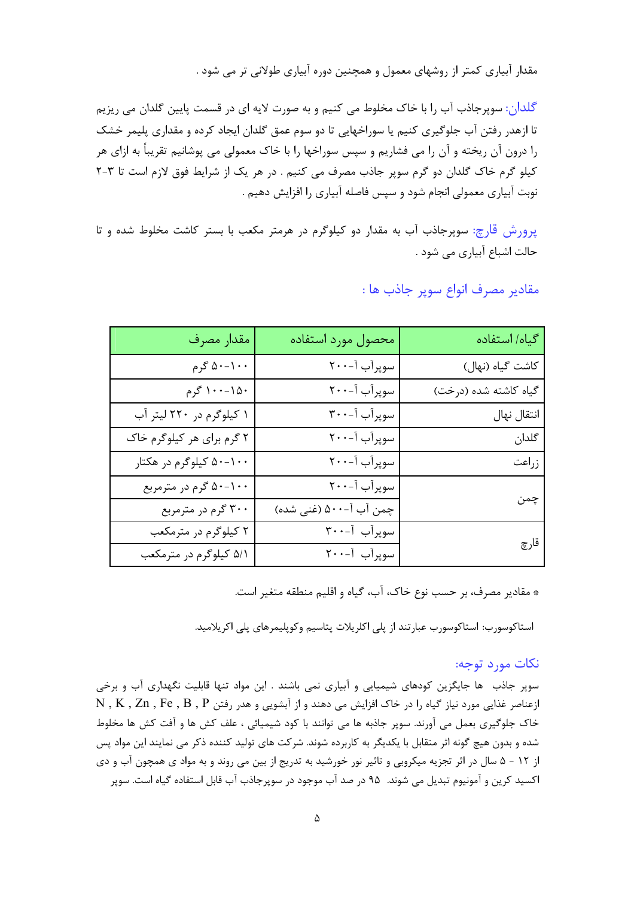مقدار آبیاری کمتر از روشهای معمول و همچنین دوره آبیاری طولانی تر می شود .

گلدان: سوپرجاذب آب را با خاک مخلوط می کنیم و به صورت لایه ای در قسمت پایین گلدان می ریزیم تا ازهدر رفتن آب جلوگیری کنیم یا سوراخهایی تا دو سوم عمق گلدان ایجاد کرده و مقداری پلیمر خشک را درون آن ریخته و آن را می فشاریم و سپس سوراخها را با خاک معمولی می پوشانیم تقریباً به ازای هر کیلو گرم خاک گلدان دو گرم سوپر جاذب مصرف می کنیم . در هر یک از شرایط فوق لازم است تا ۳-۲ نوبت آبیاری معمولی انجام شود و سپس فاصله آبیاری را افزایش دهیم .

پرورش قارچ: سوپرجاذب آب به مقدار دو کیلوگرم در هرمتر مکعب با بستر کاشت مخلوط شده و تا حالت اشباع آبیاری می شود .

## مقادیر مصرف انواع سوپر جاذب ها :

| گیاه/ استفاده | محصول مورد استفاده | مقدار مصرف |
|---|---|---|
| کاشت گیاه (نهال) | سوپرآب آ-۲۰۰ | ۱۰۰-۵۰ گرم |
| گیاه کاشته شده (درخت) | سوپرآب آ-۲۰۰ | ۱۵۰-۱۰۰ گرم |
| انتقال نهال | سوپرآب آ-۳۰۰ | ۱ کیلوگرم در ۲۲۰ لیتر آب |
| گلدان | سوپرآب آ-۲۰۰ | ۲ گرم برای هر کیلوگرم خاک |
| زراعت | سوپرآب آ-۲۰۰ | ۱۰۰-۵۰ کیلوگرم در هکتار |
| چمن | سوپرآب آ-۲۰۰ | ۱۰۰-۵۰ گرم در مترمربع |
| | چمن آب آ-۵۰۰ (غنی شده) | ۳۰۰ گرم در مترمربع |
| قارچ | سوپرآب آ-۳۰۰ | ۲ کیلوگرم در مترمکعب |
| | سوپرآب آ-۲۰۰ | ۵/۱ کیلوگرم در مترمکعب |

* مقادیر مصرف، بر حسب نوع خاک، آب، گیاه و اقلیم منطقه متغیر است.

استاکوسورب: استاکوسورب عبارتند از پلی اکریلات پتاسیم وکوپلیمرهای پلی اکریلامید.

### نکات مورد توجه:

سوپر جاذب ها جایگزین کودهای شیمیایی و آبیاری نمی باشند . این مواد تنها قابلیت نگهداری آب و برخی ازعناصر غذایی مورد نیاز گیاه را در خاک افزایش می دهند و از آبشویی و هدر رفتن N , K , Zn , Fe , B , P خاک جلوگیری بعمل می آورند. سوپر جاذبه ها می توانند با کود شیمیائی ، علف کش ها و آفت کش ها مخلوط شده و بدون هیچ گونه اثر متقابل با یکدیگر به کاربرده شوند. شرکت های تولید کننده ذکر می نمایند این مواد پس از ۱۲ - ۵ سال در اثر تجزیه میکروبی و تاثیر نور خورشید به تدریج از بین می روند و به مواد ی همچون آب و دی اکسید کربن و آمونیوم تبدیل می شوند. ۹۵ در صد آب موجود در سوپرجاذب آب قابل استفاده گیاه است. سوپر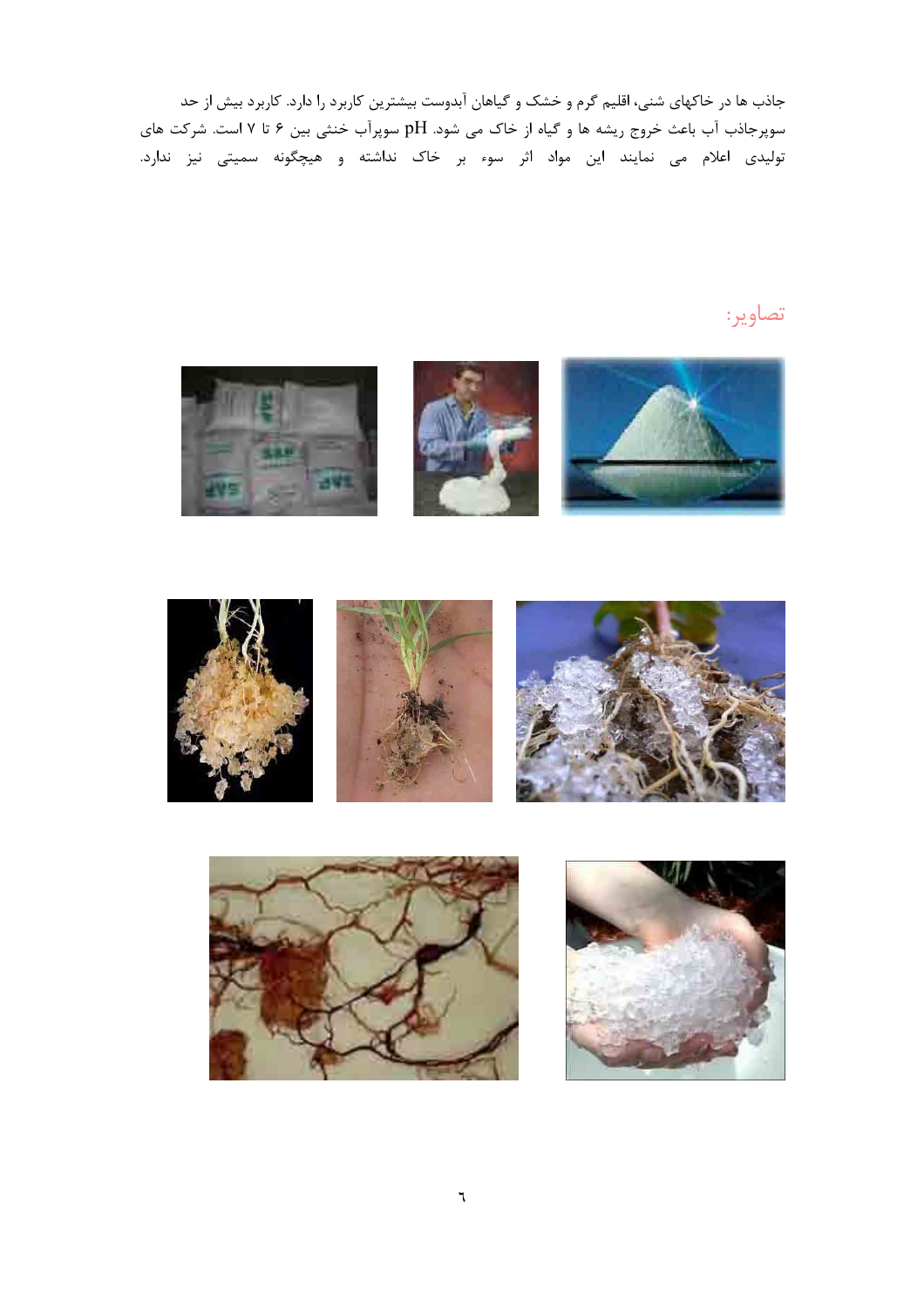جاذب ها در خاکهای شنی، اقلیم گرم و خشک و گیاهان آبدوست بیشترین کاربرد را دارد. کاربرد بیش از حد سوپرجاذب آب باعث خروج ریشه ها و گیاه از خاک می شود. pH سوپرآب خنثی بین ۶ تا ۷ است. شرکت های تولیدی اعلام می نمایند این مواد اثر سوء بر خاک نداشته و هیچگونه سمیتی نیز ندارد.

## تصاویر: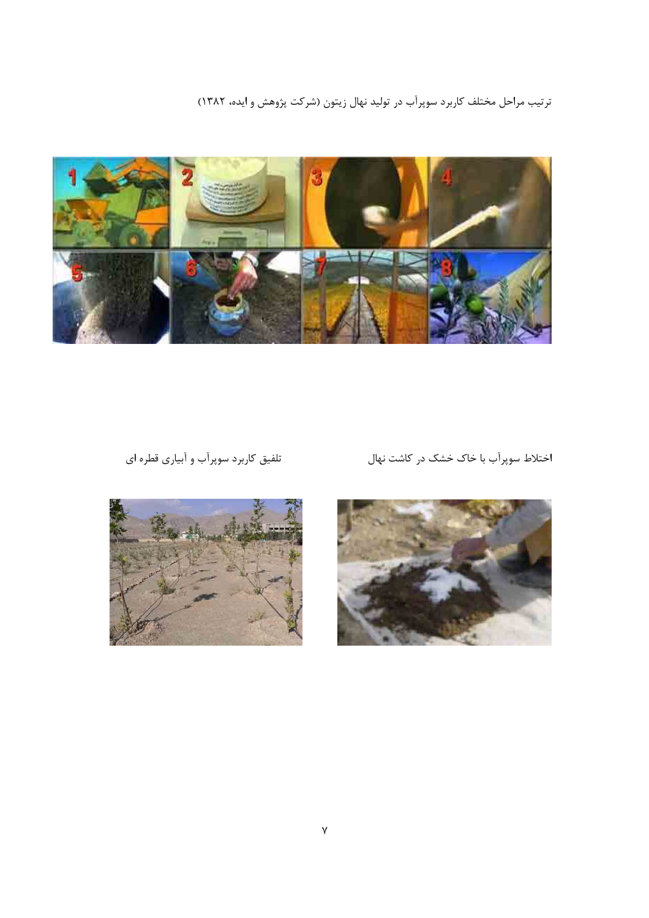ترتیب مراحل مختلف کاربرد سوپرآب در تولید نهال زیتون (شرکت پژوهش و ایده، ۱۳۸۲)

اختلاط سوپرآب با خاک خشک در کاشت نهال

تلفیق کاربرد سوپرآب و آبیاری قطره ای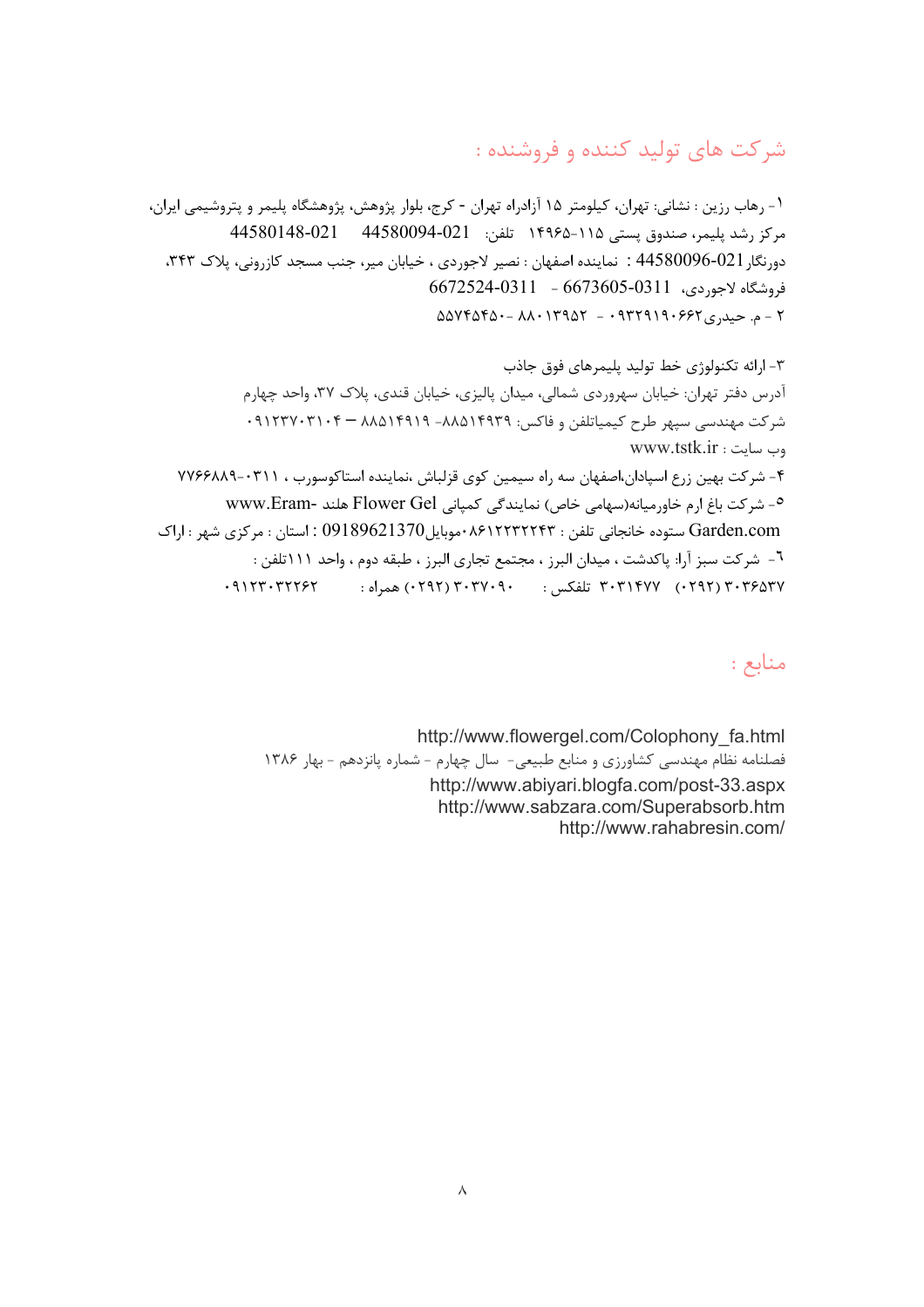## شرکت های تولید کننده و فروشنده :

۱- رهاب رزین : نشانی: تهران، کیلومتر ۱۵ آزادراه تهران - کرج، بلوار پژوهش، پژوهشگاه پلیمر و پتروشیمی ایران، مرکز رشد پلیمر، صندوق پستی ۱۱۵-۱۴۹۶۵ تلفن: 021-44580094 021-44580148
دورنگار 021-44580096 : نماینده اصفهان : نصیر لاجوردی ، خیابان میر، جنب مسجد کازرونی، پلاک ۳۴۳، فروشگاه لاجوردی، 0311-6673605 - 0311-6672524
۲ - م. حیدری۰۹۳۲۹۱۹۰۶۶۲ - ۸۸۰۱۳۹۵۲ -۵۵۷۴۵۴۵۰

۳- ارائه تکنولوژی خط تولید پلیمرهای فوق جاذب
آدرس دفتر تهران: خیابان سهروردی شمالی، میدان پالیزی، خیابان قندی، پلاک ۳۷، واحد چهارم
شرکت مهندسی سپهر طرح کیمیاتلفن و فاکس: ۸۸۵۱۴۹۳۹- ۸۸۵۱۴۹۱۹ – ۰۹۱۲۳۷۰۳۱۰۴
وب سایت : www.tstk.ir
۴- شرکت بهین زرع اسپادان،اصفهان سه راه سیمین کوی قزلباش ،نماینده استاکوسورب ، ۰۳۱۱-۷۷۶۶۸۸۹
۵- شرکت باغ ارم خاورمیانه(سهامی خاص) نمایندگی کمپانی Flower Gel هلند -www.Eram Garden.com ستوده خانجانی تلفن : ۰۸۶۱۲۲۳۲۲۴۳موبایل09189621370 : استان : مرکزی شهر : اراک
۶- شرکت سبز آرا: پاکدشت ، میدان البرز ، مجتمع تجاری البرز ، طبقه دوم ، واحد ۱۱۱تلفن : (۰۲۹۲) ۳۰۳۶۵۳۷ ۳۰۳۱۴۷۷ تلفکس : (۰۲۹۲) ۳۰۳۷۰۹۰ همراه : ۰۹۱۲۳۰۳۲۲۶۲

## منابع :

http://www.flowergel.com/Colophony_fa.html
فصلنامه نظام مهندسی کشاورزی و منابع طبیعی- سال چهارم - شماره پانزدهم - بهار ۱۳۸۶
http://www.abiyari.blogfa.com/post-33.aspx
http://www.sabzara.com/Superabsorb.htm
http://www.rahabresin.com/